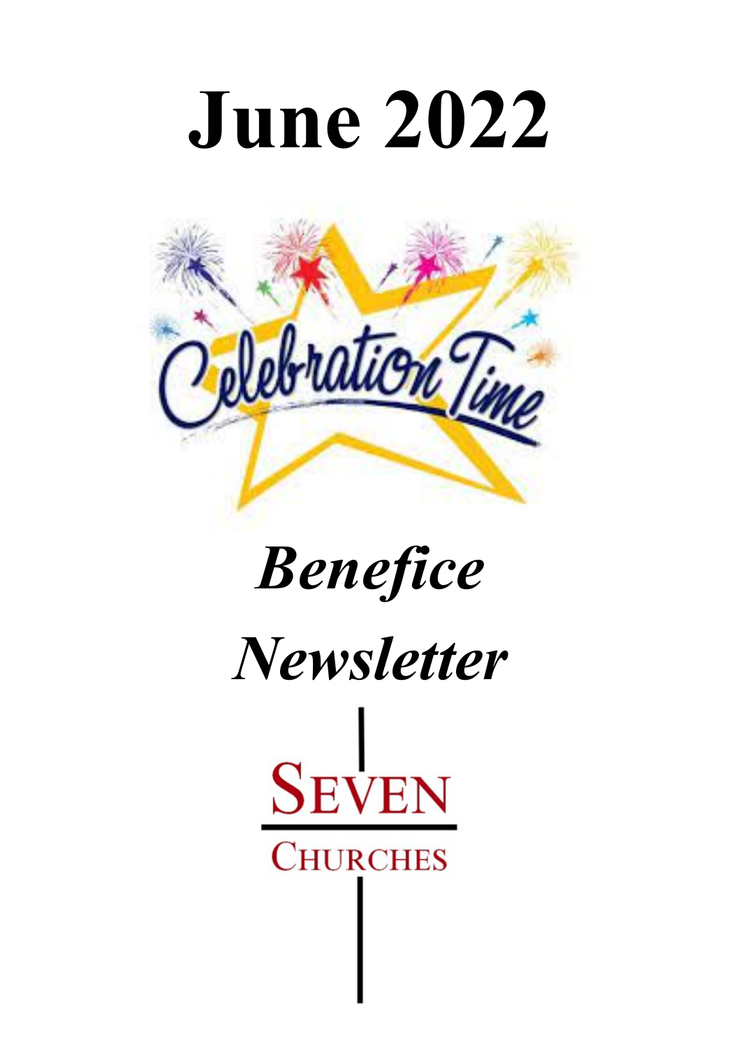# June 2022

Celebration Time

*Benefice*

*Newsletter*

SEVEN

CHURCHES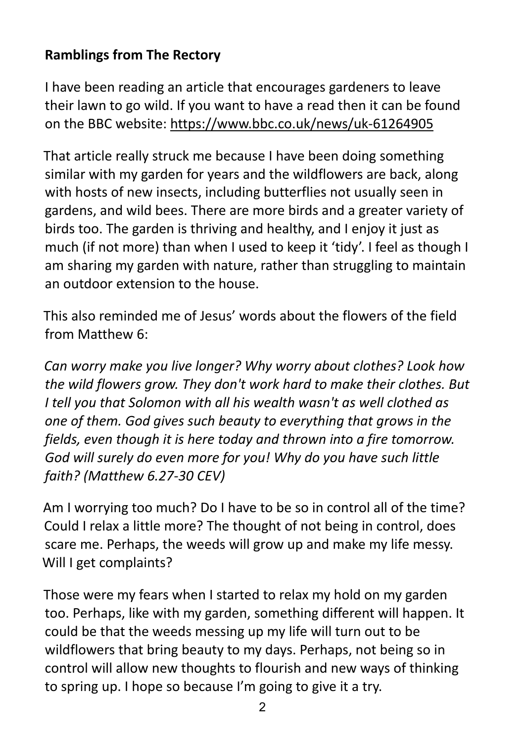**Ramblings from The Rectory**

I have been reading an article that encourages gardeners to leave their lawn to go wild. If you want to have a read then it can be found on the BBC website: https://www.bbc.co.uk/news/uk-61264905

That article really struck me because I have been doing something similar with my garden for years and the wildflowers are back, along with hosts of new insects, including butterflies not usually seen in gardens, and wild bees. There are more birds and a greater variety of birds too. The garden is thriving and healthy, and I enjoy it just as much (if not more) than when I used to keep it 'tidy'. I feel as though I am sharing my garden with nature, rather than struggling to maintain an outdoor extension to the house.

This also reminded me of Jesus' words about the flowers of the field from Matthew 6:

*Can worry make you live longer? Why worry about clothes? Look how the wild flowers grow. They don't work hard to make their clothes. But I tell you that Solomon with all his wealth wasn't as well clothed as one of them. God gives such beauty to everything that grows in the fields, even though it is here today and thrown into a fire tomorrow. God will surely do even more for you! Why do you have such little faith? (Matthew 6.27-30 CEV)*

Am I worrying too much? Do I have to be so in control all of the time? Could I relax a little more? The thought of not being in control, does scare me. Perhaps, the weeds will grow up and make my life messy. Will I get complaints?

Those were my fears when I started to relax my hold on my garden too. Perhaps, like with my garden, something different will happen. It could be that the weeds messing up my life will turn out to be wildflowers that bring beauty to my days. Perhaps, not being so in control will allow new thoughts to flourish and new ways of thinking to spring up. I hope so because I'm going to give it a try.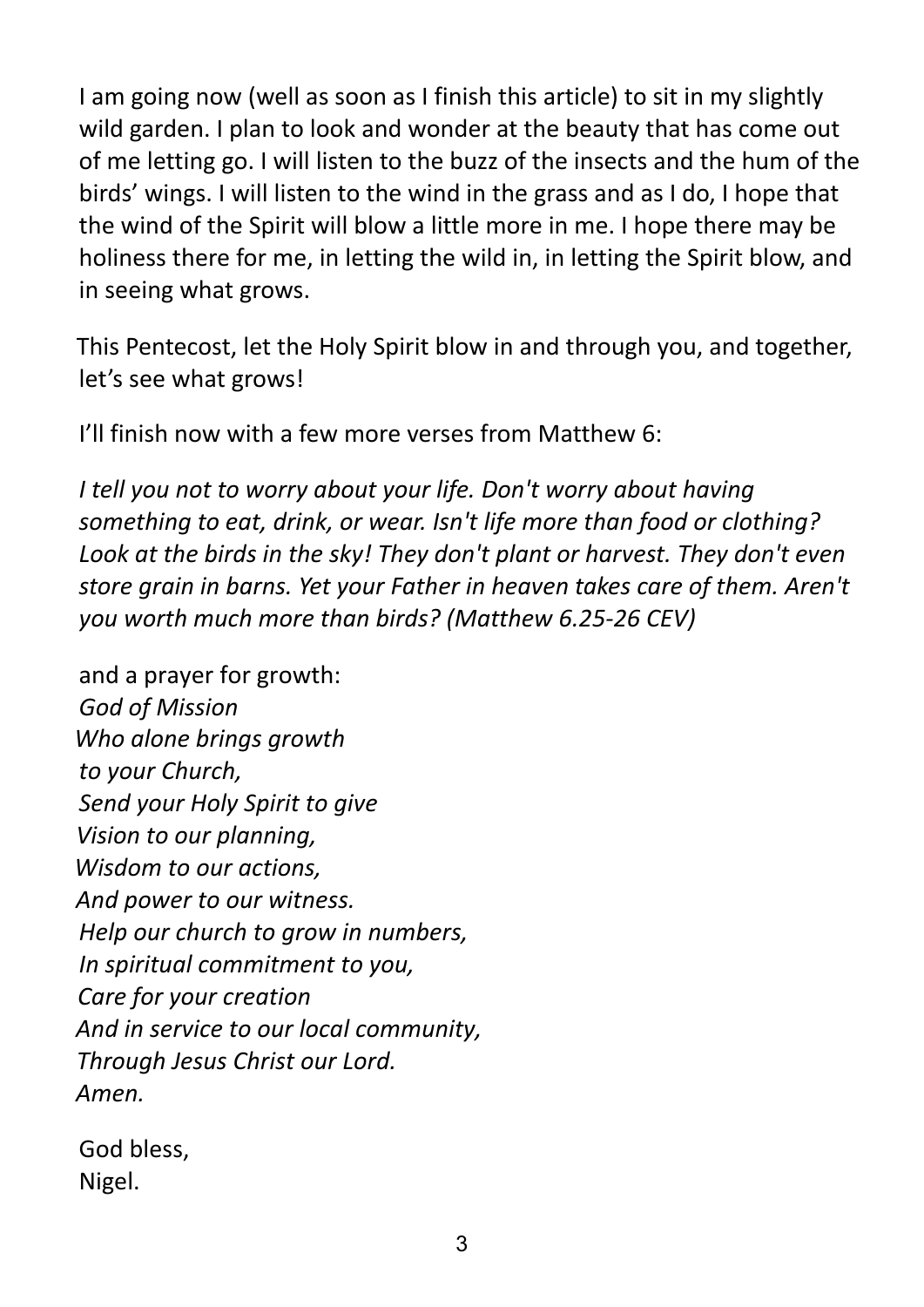I am going now (well as soon as I finish this article) to sit in my slightly wild garden. I plan to look and wonder at the beauty that has come out of me letting go. I will listen to the buzz of the insects and the hum of the birds' wings. I will listen to the wind in the grass and as I do, I hope that the wind of the Spirit will blow a little more in me. I hope there may be holiness there for me, in letting the wild in, in letting the Spirit blow, and in seeing what grows.

This Pentecost, let the Holy Spirit blow in and through you, and together, let's see what grows!

I'll finish now with a few more verses from Matthew 6:

*I tell you not to worry about your life. Don't worry about having something to eat, drink, or wear. Isn't life more than food or clothing? Look at the birds in the sky! They don't plant or harvest. They don't even store grain in barns. Yet your Father in heaven takes care of them. Aren't you worth much more than birds? (Matthew 6.25-26 CEV)*

and a prayer for growth:

*God of Mission*
*Who alone brings growth*
*to your Church,*
*Send your Holy Spirit to give*
*Vision to our planning,*
*Wisdom to our actions,*
*And power to our witness.*
*Help our church to grow in numbers,*
*In spiritual commitment to you,*
*Care for your creation*
*And in service to our local community,*
*Through Jesus Christ our Lord.*
*Amen.*

God bless,
Nigel.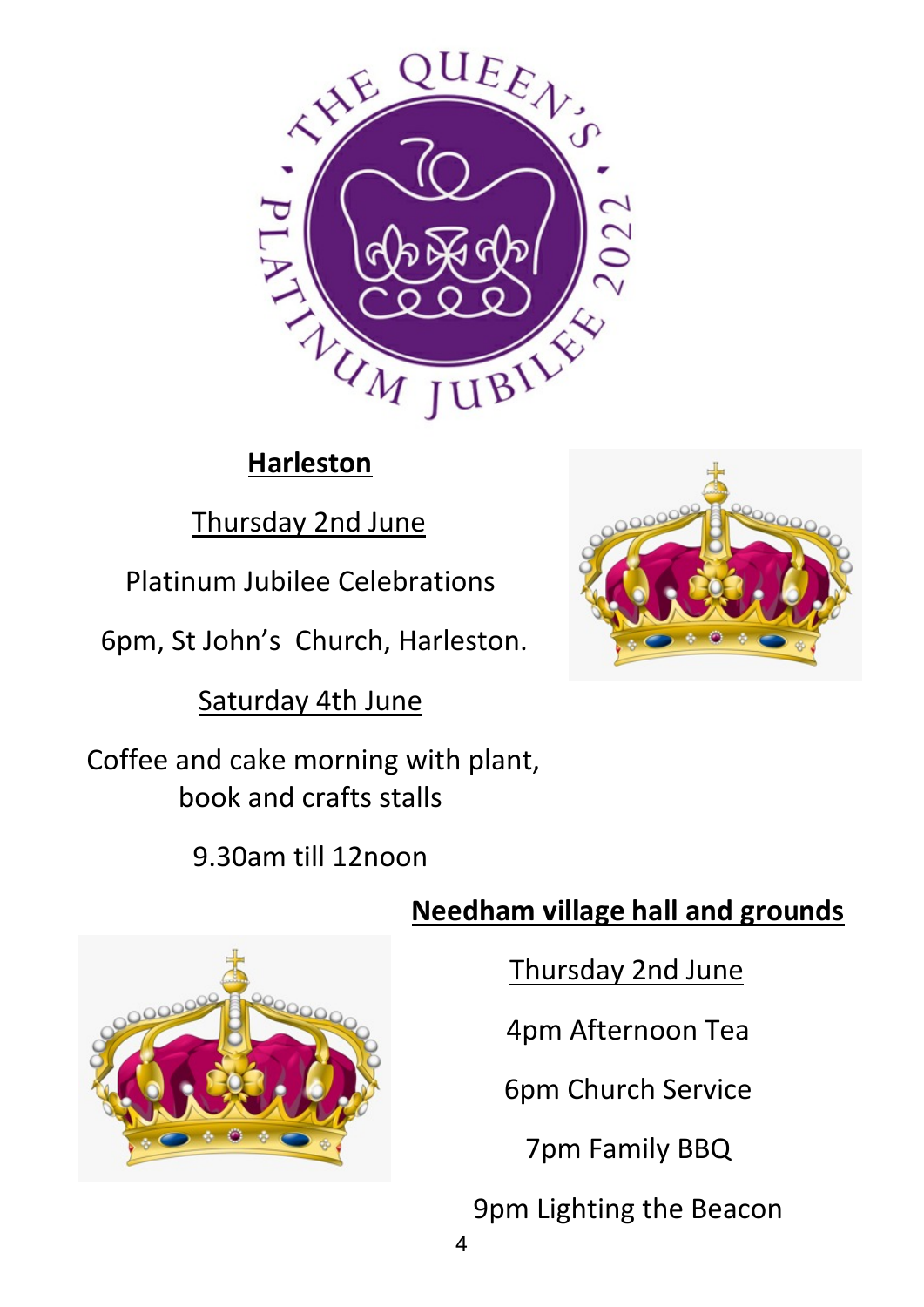## Harleston

Thursday 2nd June

Platinum Jubilee Celebrations

6pm, St John's Church, Harleston.

Saturday 4th June

Coffee and cake morning with plant, book and crafts stalls

9.30am till 12noon

## Needham village hall and grounds

Thursday 2nd June

4pm Afternoon Tea

6pm Church Service

7pm Family BBQ

9pm Lighting the Beacon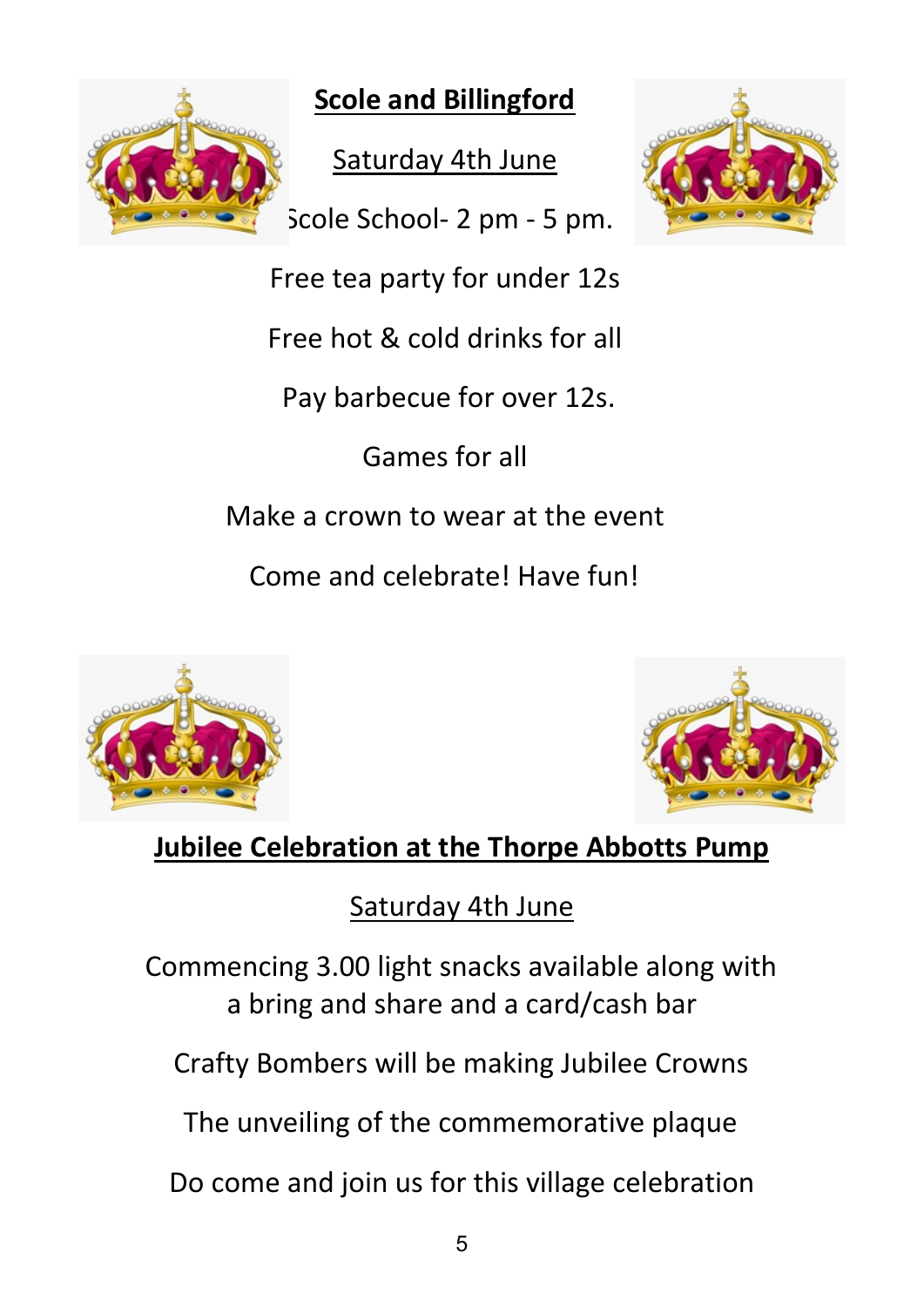## Scole and Billingford

Saturday 4th June

Scole School- 2 pm - 5 pm.

Free tea party for under 12s

Free hot & cold drinks for all

Pay barbecue for over 12s.

Games for all

Make a crown to wear at the event

Come and celebrate! Have fun!

## Jubilee Celebration at the Thorpe Abbotts Pump

Saturday 4th June

Commencing 3.00 light snacks available along with a bring and share and a card/cash bar

Crafty Bombers will be making Jubilee Crowns

The unveiling of the commemorative plaque

Do come and join us for this village celebration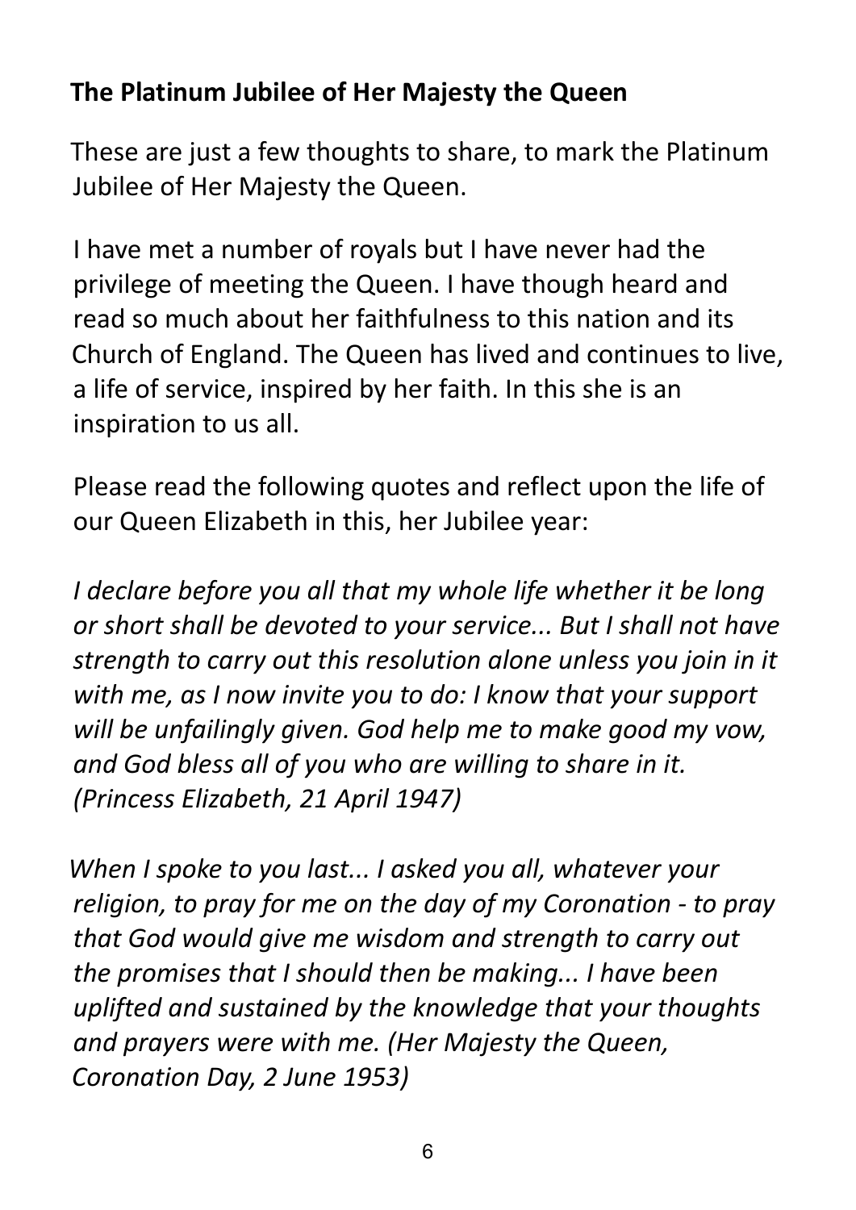## The Platinum Jubilee of Her Majesty the Queen

These are just a few thoughts to share, to mark the Platinum Jubilee of Her Majesty the Queen.

I have met a number of royals but I have never had the privilege of meeting the Queen. I have though heard and read so much about her faithfulness to this nation and its Church of England. The Queen has lived and continues to live, a life of service, inspired by her faith. In this she is an inspiration to us all.

Please read the following quotes and reflect upon the life of our Queen Elizabeth in this, her Jubilee year:

*I declare before you all that my whole life whether it be long or short shall be devoted to your service... But I shall not have strength to carry out this resolution alone unless you join in it with me, as I now invite you to do: I know that your support will be unfailingly given. God help me to make good my vow, and God bless all of you who are willing to share in it. (Princess Elizabeth, 21 April 1947)*

*When I spoke to you last... I asked you all, whatever your religion, to pray for me on the day of my Coronation - to pray that God would give me wisdom and strength to carry out the promises that I should then be making... I have been uplifted and sustained by the knowledge that your thoughts and prayers were with me. (Her Majesty the Queen, Coronation Day, 2 June 1953)*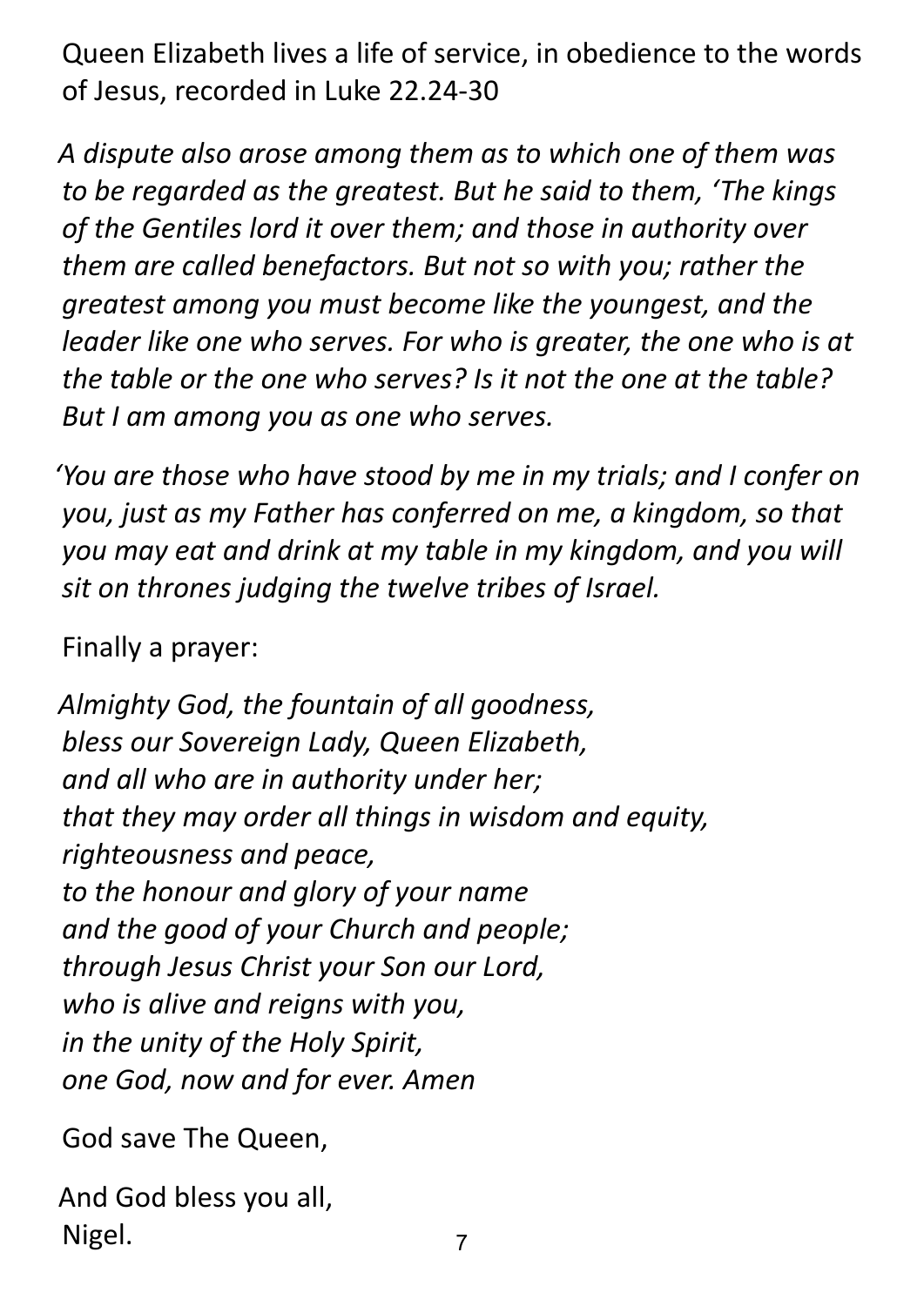Queen Elizabeth lives a life of service, in obedience to the words of Jesus, recorded in Luke 22.24-30

*A dispute also arose among them as to which one of them was to be regarded as the greatest. But he said to them, 'The kings of the Gentiles lord it over them; and those in authority over them are called benefactors. But not so with you; rather the greatest among you must become like the youngest, and the leader like one who serves. For who is greater, the one who is at the table or the one who serves? Is it not the one at the table? But I am among you as one who serves.*

*'You are those who have stood by me in my trials; and I confer on you, just as my Father has conferred on me, a kingdom, so that you may eat and drink at my table in my kingdom, and you will sit on thrones judging the twelve tribes of Israel.*

Finally a prayer:

*Almighty God, the fountain of all goodness,*
*bless our Sovereign Lady, Queen Elizabeth,*
*and all who are in authority under her;*
*that they may order all things in wisdom and equity,*
*righteousness and peace,*
*to the honour and glory of your name*
*and the good of your Church and people;*
*through Jesus Christ your Son our Lord,*
*who is alive and reigns with you,*
*in the unity of the Holy Spirit,*
*one God, now and for ever. Amen*

God save The Queen,

And God bless you all,
Nigel.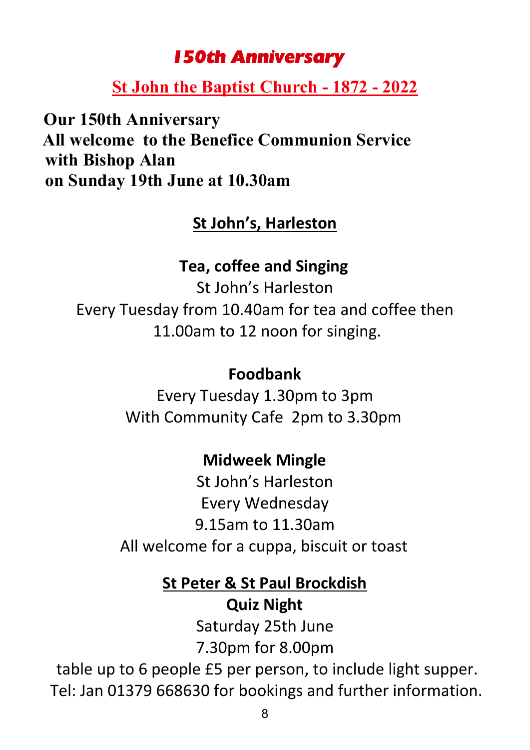# *150th Anniversary*

## St John the Baptist Church - 1872 - 2022

**Our 150th Anniversary**
**All welcome to the Benefice Communion Service**
**with Bishop Alan**
**on Sunday 19th June at 10.30am**

## St John's, Harleston

### Tea, coffee and Singing

St John's Harleston
Every Tuesday from 10.40am for tea and coffee then
11.00am to 12 noon for singing.

### Foodbank

Every Tuesday 1.30pm to 3pm
With Community Cafe 2pm to 3.30pm

### Midweek Mingle

St John's Harleston
Every Wednesday
9.15am to 11.30am
All welcome for a cuppa, biscuit or toast

## St Peter & St Paul Brockdish

### Quiz Night

Saturday 25th June
7.30pm for 8.00pm
table up to 6 people £5 per person, to include light supper.
Tel: Jan 01379 668630 for bookings and further information.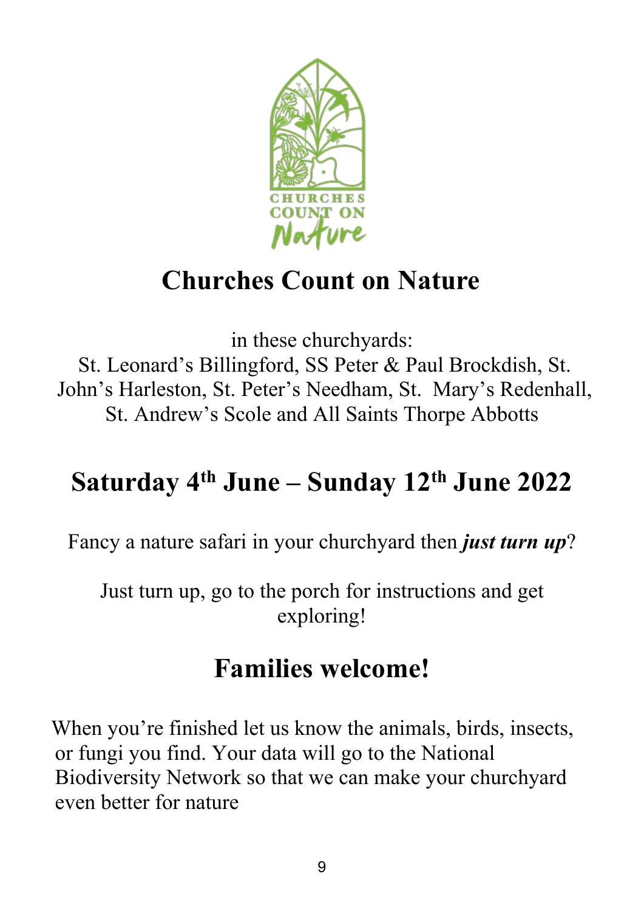CHURCHES COUNT ON Nature

# Churches Count on Nature

in these churchyards:
St. Leonard's Billingford, SS Peter & Paul Brockdish, St. John's Harleston, St. Peter's Needham, St. Mary's Redenhall, St. Andrew's Scole and All Saints Thorpe Abbotts

## Saturday 4th June – Sunday 12th June 2022

Fancy a nature safari in your churchyard then ***just turn up***?

Just turn up, go to the porch for instructions and get exploring!

## Families welcome!

When you're finished let us know the animals, birds, insects, or fungi you find. Your data will go to the National Biodiversity Network so that we can make your churchyard even better for nature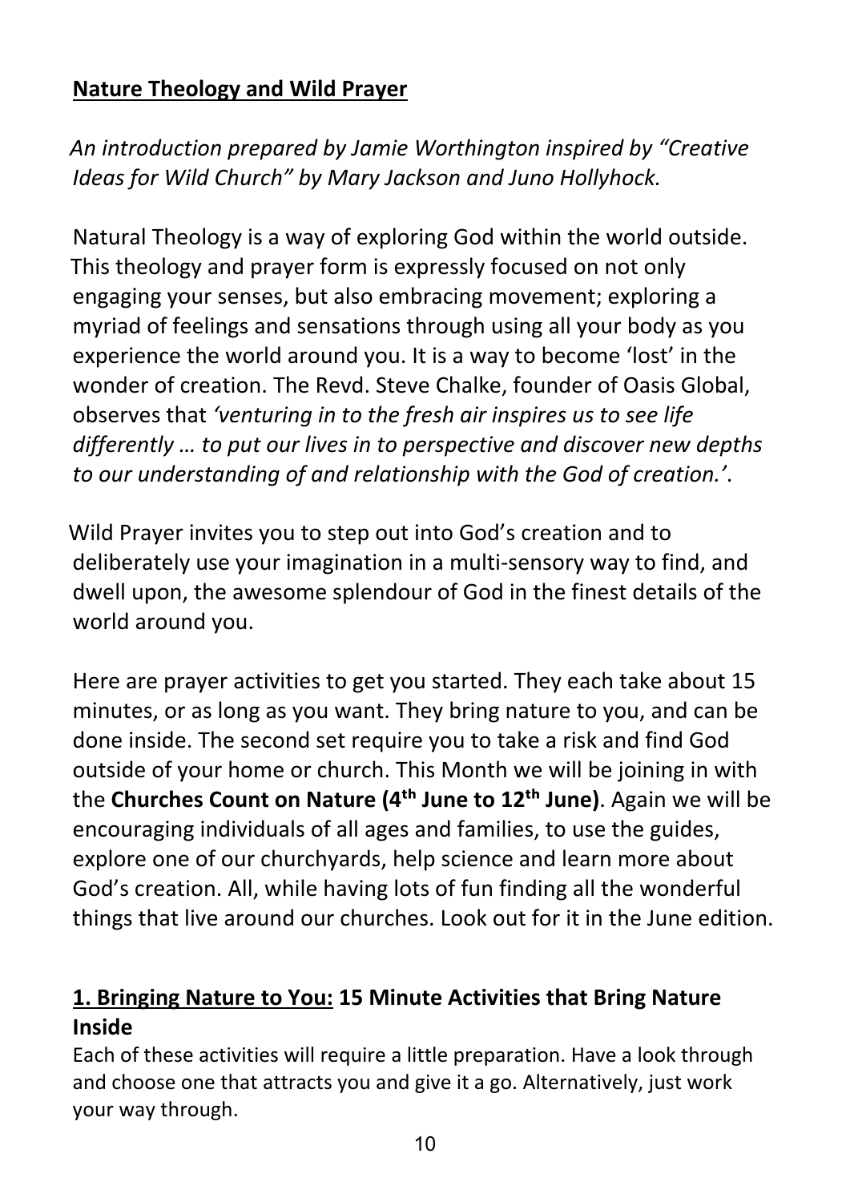**Nature Theology and Wild Prayer**

*An introduction prepared by Jamie Worthington inspired by "Creative Ideas for Wild Church" by Mary Jackson and Juno Hollyhock.*

Natural Theology is a way of exploring God within the world outside. This theology and prayer form is expressly focused on not only engaging your senses, but also embracing movement; exploring a myriad of feelings and sensations through using all your body as you experience the world around you. It is a way to become 'lost' in the wonder of creation. The Revd. Steve Chalke, founder of Oasis Global, observes that *'venturing in to the fresh air inspires us to see life differently … to put our lives in to perspective and discover new depths to our understanding of and relationship with the God of creation.'*.

Wild Prayer invites you to step out into God's creation and to deliberately use your imagination in a multi-sensory way to find, and dwell upon, the awesome splendour of God in the finest details of the world around you.

Here are prayer activities to get you started. They each take about 15 minutes, or as long as you want. They bring nature to you, and can be done inside. The second set require you to take a risk and find God outside of your home or church. This Month we will be joining in with the **Churches Count on Nature (4th June to 12th June)**. Again we will be encouraging individuals of all ages and families, to use the guides, explore one of our churchyards, help science and learn more about God's creation. All, while having lots of fun finding all the wonderful things that live around our churches. Look out for it in the June edition.

**1. Bringing Nature to You: 15 Minute Activities that Bring Nature Inside**

Each of these activities will require a little preparation. Have a look through and choose one that attracts you and give it a go. Alternatively, just work your way through.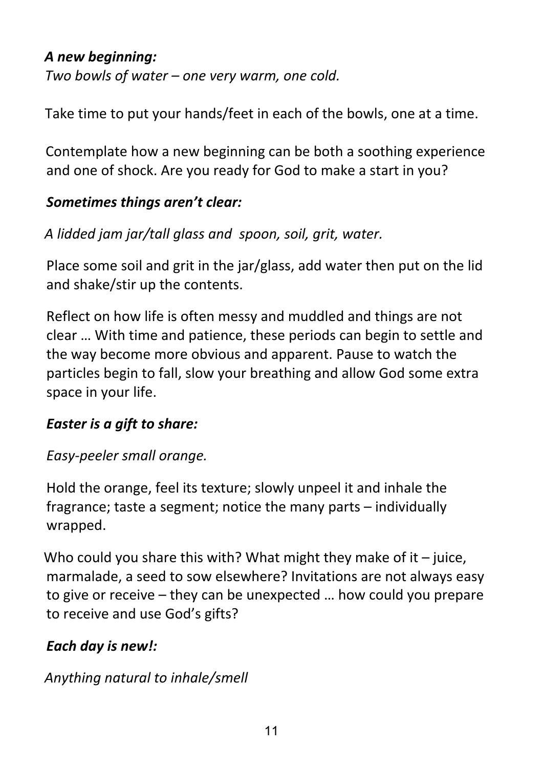***A new beginning:***

*Two bowls of water – one very warm, one cold.*

Take time to put your hands/feet in each of the bowls, one at a time.

Contemplate how a new beginning can be both a soothing experience and one of shock. Are you ready for God to make a start in you?

***Sometimes things aren't clear:***

*A lidded jam jar/tall glass and spoon, soil, grit, water.*

Place some soil and grit in the jar/glass, add water then put on the lid and shake/stir up the contents.

Reflect on how life is often messy and muddled and things are not clear … With time and patience, these periods can begin to settle and the way become more obvious and apparent. Pause to watch the particles begin to fall, slow your breathing and allow God some extra space in your life.

***Easter is a gift to share:***

*Easy-peeler small orange.*

Hold the orange, feel its texture; slowly unpeel it and inhale the fragrance; taste a segment; notice the many parts – individually wrapped.

Who could you share this with? What might they make of it – juice, marmalade, a seed to sow elsewhere? Invitations are not always easy to give or receive – they can be unexpected … how could you prepare to receive and use God's gifts?

***Each day is new!:***

*Anything natural to inhale/smell*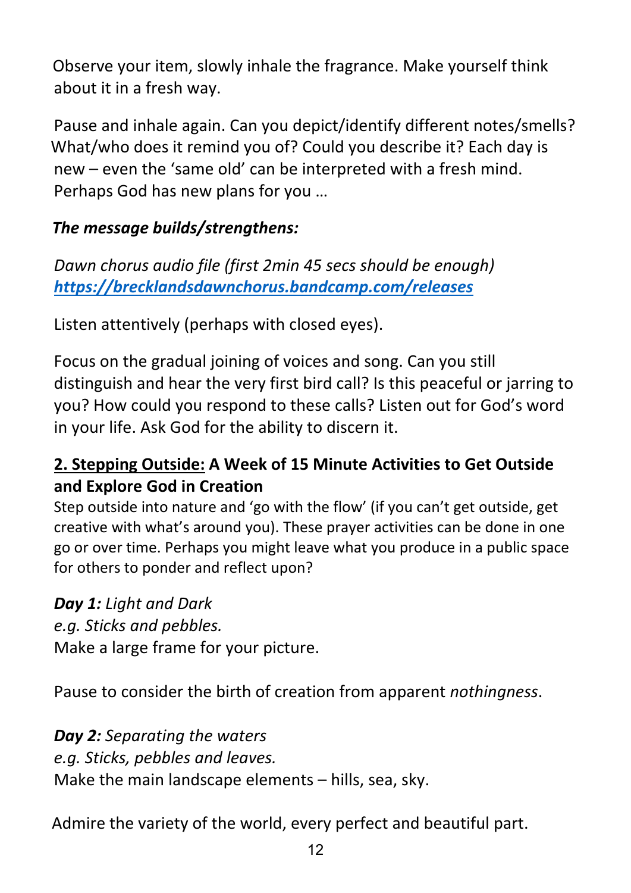Observe your item, slowly inhale the fragrance. Make yourself think about it in a fresh way.

Pause and inhale again. Can you depict/identify different notes/smells? What/who does it remind you of? Could you describe it? Each day is new – even the 'same old' can be interpreted with a fresh mind. Perhaps God has new plans for you …

***The message builds/strengthens:***

*Dawn chorus audio file (first 2min 45 secs should be enough)* ***[https://brecklandsdawnchorus.bandcamp.com/releases](https://brecklandsdawnchorus.bandcamp.com/releases)***

Listen attentively (perhaps with closed eyes).

Focus on the gradual joining of voices and song. Can you still distinguish and hear the very first bird call? Is this peaceful or jarring to you? How could you respond to these calls? Listen out for God's word in your life. Ask God for the ability to discern it.

## 2. Stepping Outside: A Week of 15 Minute Activities to Get Outside and Explore God in Creation

Step outside into nature and 'go with the flow' (if you can't get outside, get creative with what's around you). These prayer activities can be done in one go or over time. Perhaps you might leave what you produce in a public space for others to ponder and reflect upon?

***Day 1:*** *Light and Dark*
*e.g. Sticks and pebbles.*
Make a large frame for your picture.

Pause to consider the birth of creation from apparent *nothingness*.

***Day 2:*** *Separating the waters*
*e.g. Sticks, pebbles and leaves.*
Make the main landscape elements – hills, sea, sky.

Admire the variety of the world, every perfect and beautiful part.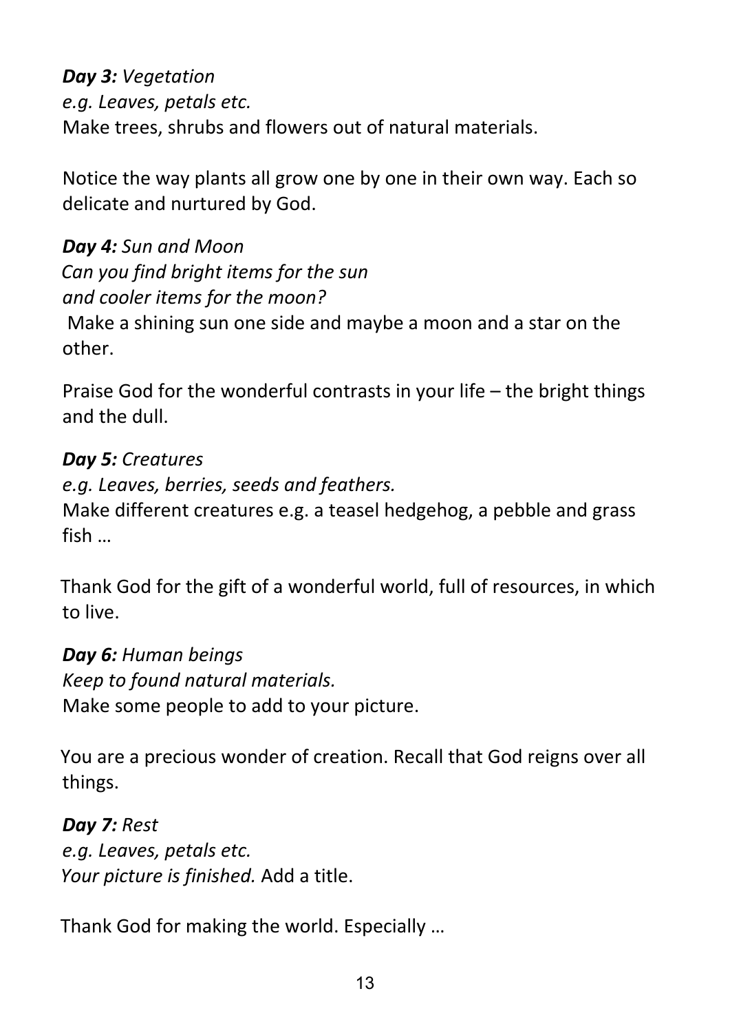***Day 3:*** *Vegetation*
*e.g. Leaves, petals etc.*
Make trees, shrubs and flowers out of natural materials.

Notice the way plants all grow one by one in their own way. Each so delicate and nurtured by God.

***Day 4:*** *Sun and Moon*
*Can you find bright items for the sun*
*and cooler items for the moon?*
Make a shining sun one side and maybe a moon and a star on the other.

Praise God for the wonderful contrasts in your life – the bright things and the dull.

***Day 5:*** *Creatures*
*e.g. Leaves, berries, seeds and feathers.*
Make different creatures e.g. a teasel hedgehog, a pebble and grass fish …

Thank God for the gift of a wonderful world, full of resources, in which to live.

***Day 6:*** *Human beings*
*Keep to found natural materials.*
Make some people to add to your picture.

You are a precious wonder of creation. Recall that God reigns over all things.

***Day 7:*** *Rest*
*e.g. Leaves, petals etc.*
*Your picture is finished.* Add a title.

Thank God for making the world. Especially …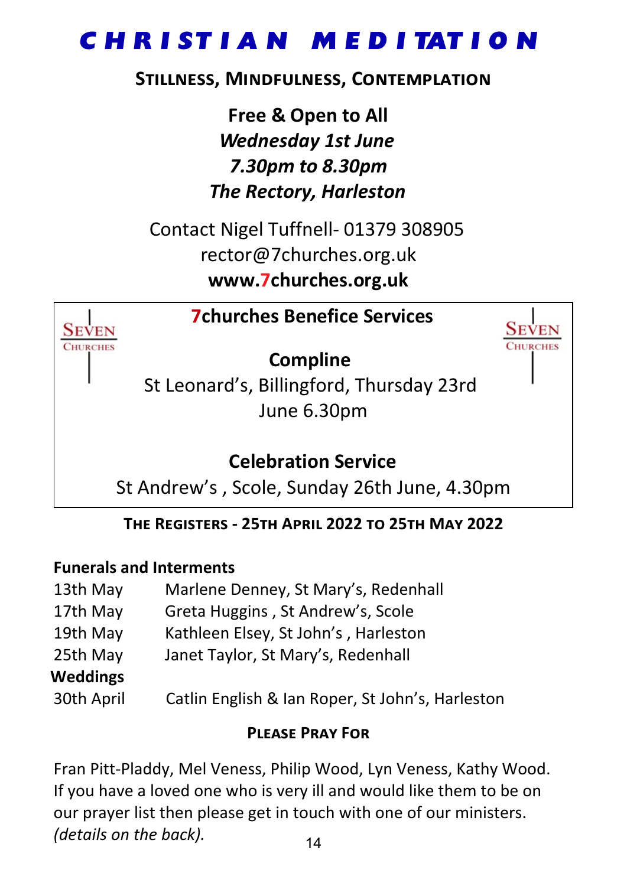# CHRISTIAN MEDITATION

**STILLNESS, MINDFULNESS, CONTEMPLATION**

**Free & Open to All**
***Wednesday 1st June***
***7.30pm to 8.30pm***
***The Rectory, Harleston***

Contact Nigel Tuffnell- 01379 308905
rector@7churches.org.uk
**www.7churches.org.uk**

## 7churches Benefice Services

**Compline**
St Leonard's, Billingford, Thursday 23rd June 6.30pm

**Celebration Service**
St Andrew's , Scole, Sunday 26th June, 4.30pm

## THE REGISTERS - 25TH APRIL 2022 TO 25TH MAY 2022

**Funerals and Interments**

| | |
|---|---|
| 13th May | Marlene Denney, St Mary's, Redenhall |
| 17th May | Greta Huggins , St Andrew's, Scole |
| 19th May | Kathleen Elsey, St John's , Harleston |
| 25th May | Janet Taylor, St Mary's, Redenhall |

**Weddings**

| | |
|---|---|
| 30th April | Catlin English & Ian Roper, St John's, Harleston |

## PLEASE PRAY FOR

Fran Pitt-Pladdy, Mel Veness, Philip Wood, Lyn Veness, Kathy Wood. If you have a loved one who is very ill and would like them to be on our prayer list then please get in touch with one of our ministers. *(details on the back).*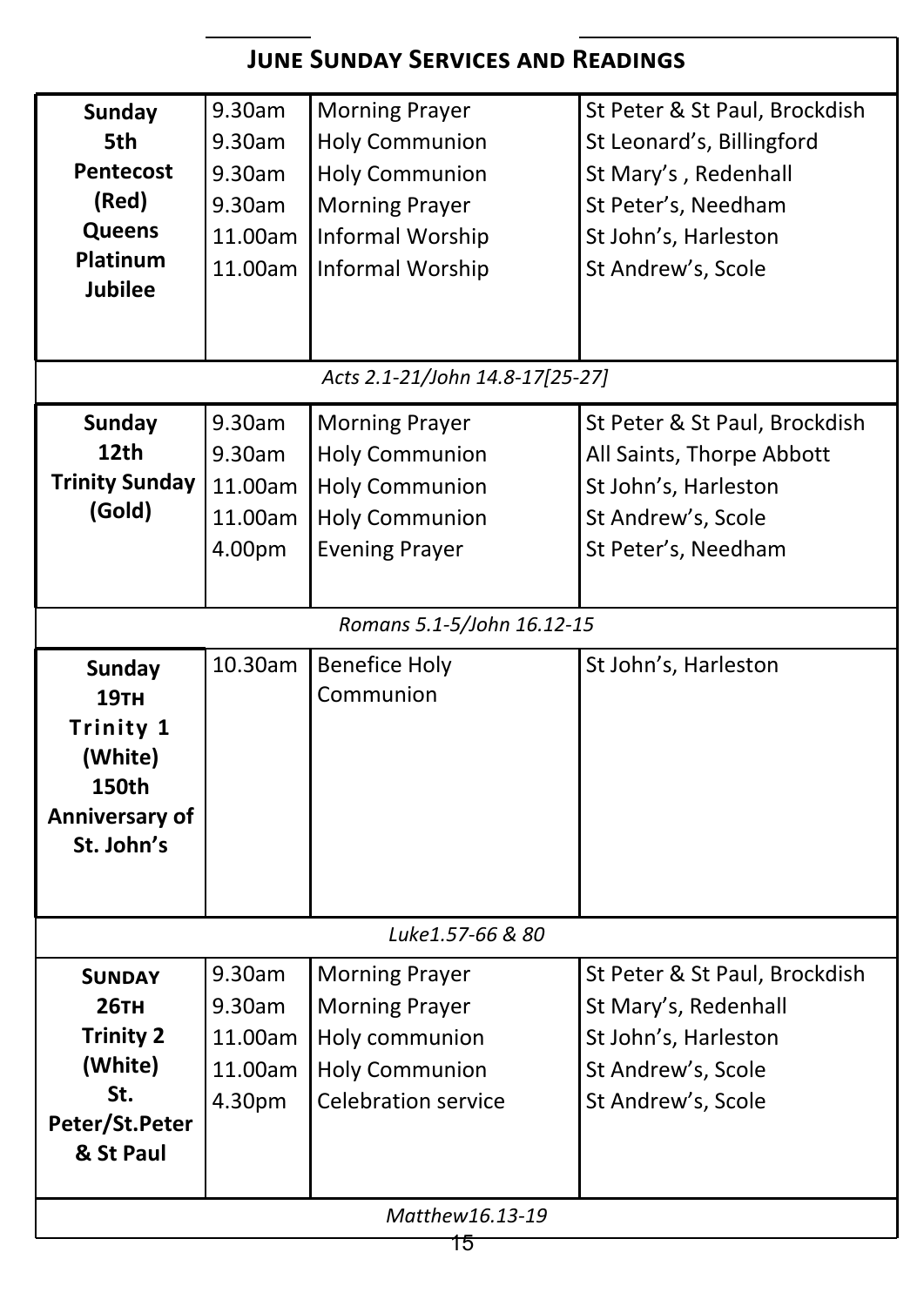## JUNE SUNDAY SERVICES AND READINGS

| Sunday | Time | Service | Church |
|---|---|---|---|
| **Sunday 5th Pentecost (Red) Queens Platinum Jubilee** | 9.30am | Morning Prayer | St Peter & St Paul, Brockdish |
| | 9.30am | Holy Communion | St Leonard's, Billingford |
| | 9.30am | Holy Communion | St Mary's , Redenhall |
| | 9.30am | Morning Prayer | St Peter's, Needham |
| | 11.00am | Informal Worship | St John's, Harleston |
| | 11.00am | Informal Worship | St Andrew's, Scole |
| *Acts 2.1-21/John 14.8-17[25-27]* | | | |
| **Sunday 12th Trinity Sunday (Gold)** | 9.30am | Morning Prayer | St Peter & St Paul, Brockdish |
| | 9.30am | Holy Communion | All Saints, Thorpe Abbott |
| | 11.00am | Holy Communion | St John's, Harleston |
| | 11.00am | Holy Communion | St Andrew's, Scole |
| | 4.00pm | Evening Prayer | St Peter's, Needham |
| *Romans 5.1-5/John 16.12-15* | | | |
| **Sunday 19TH Trinity 1 (White) 150th Anniversary of St. John's** | 10.30am | Benefice Holy Communion | St John's, Harleston |
| *Luke1.57-66 & 80* | | | |
| **SUNDAY 26TH Trinity 2 (White) St. Peter/St.Peter & St Paul** | 9.30am | Morning Prayer | St Peter & St Paul, Brockdish |
| | 9.30am | Morning Prayer | St Mary's, Redenhall |
| | 11.00am | Holy communion | St John's, Harleston |
| | 11.00am | Holy Communion | St Andrew's, Scole |
| | 4.30pm | Celebration service | St Andrew's, Scole |
| *Matthew16.13-19* | | | |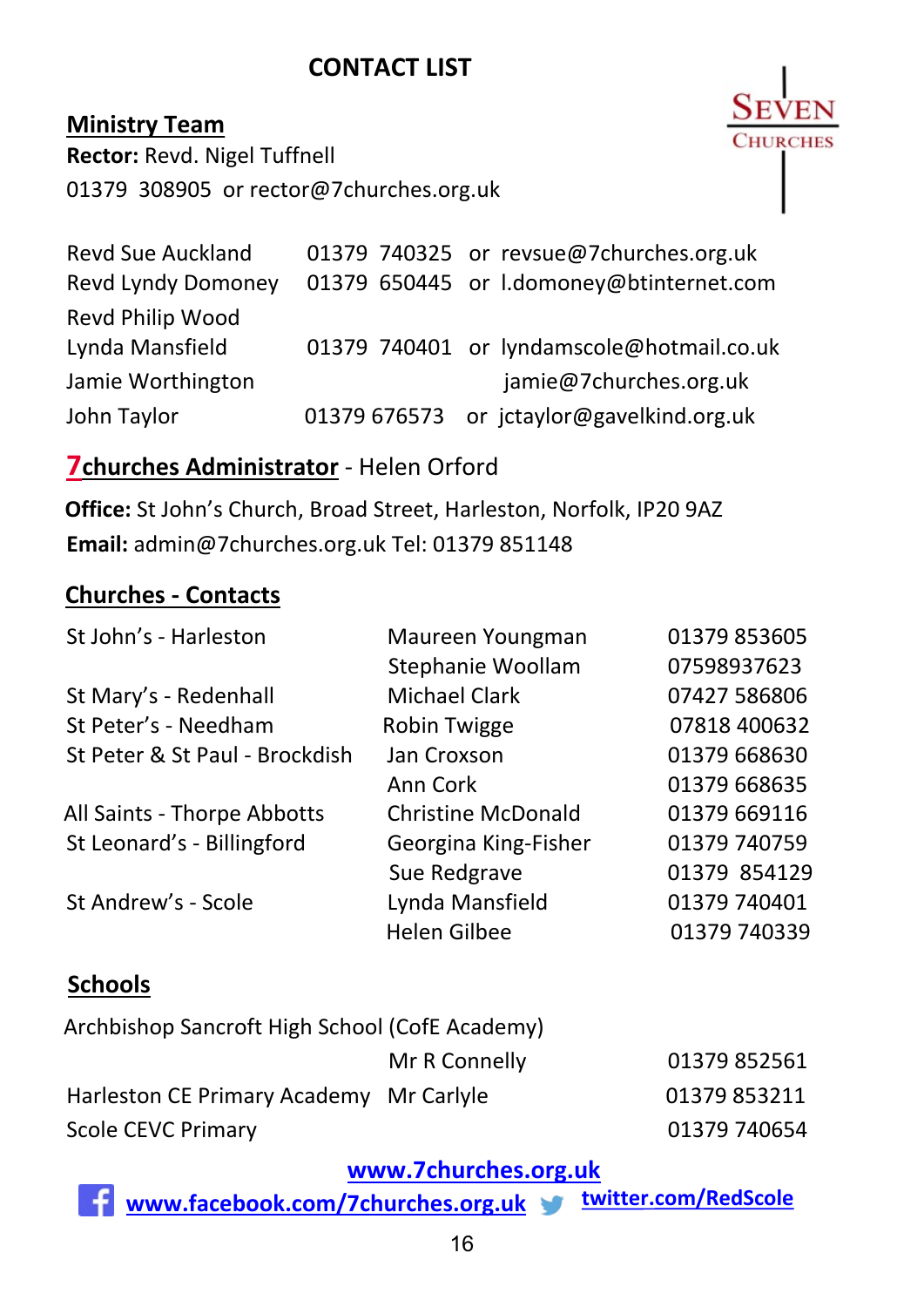# CONTACT LIST

SEVEN CHURCHES

## Ministry Team

**Rector:** Revd. Nigel Tuffnell
01379 308905 or rector@7churches.org.uk

| | | |
|---|---|---|
| Revd Sue Auckland | 01379 740325 | or revsue@7churches.org.uk |
| Revd Lyndy Domoney | 01379 650445 | or l.domoney@btinternet.com |
| Revd Philip Wood | | |
| Lynda Mansfield | 01379 740401 | or lyndamscole@hotmail.co.uk |
| Jamie Worthington | | jamie@7churches.org.uk |
| John Taylor | 01379 676573 | or jctaylor@gavelkind.org.uk |

## 7churches Administrator - Helen Orford

**Office:** St John's Church, Broad Street, Harleston, Norfolk, IP20 9AZ
**Email:** admin@7churches.org.uk Tel: 01379 851148

## Churches - Contacts

| | | |
|---|---|---|
| St John's - Harleston | Maureen Youngman | 01379 853605 |
| | Stephanie Woollam | 07598937623 |
| St Mary's - Redenhall | Michael Clark | 07427 586806 |
| St Peter's - Needham | Robin Twigge | 07818 400632 |
| St Peter & St Paul - Brockdish | Jan Croxson | 01379 668630 |
| | Ann Cork | 01379 668635 |
| All Saints - Thorpe Abbotts | Christine McDonald | 01379 669116 |
| St Leonard's - Billingford | Georgina King-Fisher | 01379 740759 |
| | Sue Redgrave | 01379 854129 |
| St Andrew's - Scole | Lynda Mansfield | 01379 740401 |
| | Helen Gilbee | 01379 740339 |

## Schools

| | | |
|---|---|---|
| Archbishop Sancroft High School (CofE Academy) | | |
| | Mr R Connelly | 01379 852561 |
| Harleston CE Primary Academy | Mr Carlyle | 01379 853211 |
| Scole CEVC Primary | | 01379 740654 |

www.7churches.org.uk

www.facebook.com/7churches.org.uk twitter.com/RedScole